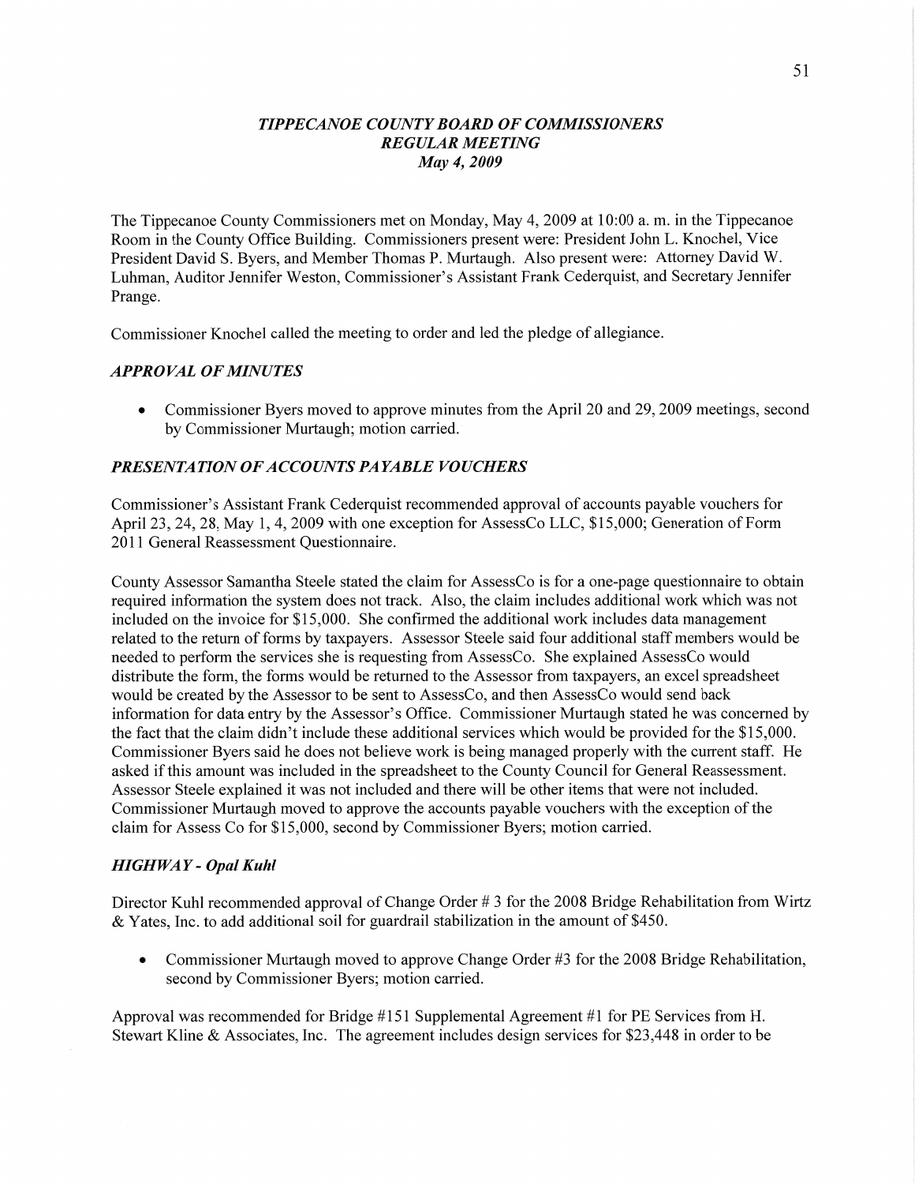# *TIPPECANOE COUNTY BOARD OF COMMISSIONERS*
## *REGULAR MEETING*
### *May 4, 2009*

The Tippecanoe County Commissioners met on Monday, May 4, 2009 at 10:00 a. m. in the Tippecanoe Room in the County Office Building. Commissioners present were: President John L. Knochel, Vice President David S. Byers, and Member Thomas P. Murtaugh. Also present were: Attorney David W. Luhman, Auditor Jennifer Weston, Commissioner's Assistant Frank Cederquist, and Secretary Jennifer Prange.

Commissioner Knochel called the meeting to order and led the pledge of allegiance.

### *APPROVAL OF MINUTES*

- Commissioner Byers moved to approve minutes from the April 20 and 29, 2009 meetings, second by Commissioner Murtaugh; motion carried.

### *PRESENTATION OF ACCOUNTS PAYABLE VOUCHERS*

Commissioner's Assistant Frank Cederquist recommended approval of accounts payable vouchers for April 23, 24, 28, May 1, 4, 2009 with one exception for AssessCo LLC, $15,000; Generation of Form 2011 General Reassessment Questionnaire.

County Assessor Samantha Steele stated the claim for AssessCo is for a one-page questionnaire to obtain required information the system does not track. Also, the claim includes additional work which was not included on the invoice for $15,000. She confirmed the additional work includes data management related to the return of forms by taxpayers. Assessor Steele said four additional staff members would be needed to perform the services she is requesting from AssessCo. She explained AssessCo would distribute the form, the forms would be returned to the Assessor from taxpayers, an excel spreadsheet would be created by the Assessor to be sent to AssessCo, and then AssessCo would send back information for data entry by the Assessor's Office. Commissioner Murtaugh stated he was concerned by the fact that the claim didn't include these additional services which would be provided for the $15,000. Commissioner Byers said he does not believe work is being managed properly with the current staff. He asked if this amount was included in the spreadsheet to the County Council for General Reassessment. Assessor Steele explained it was not included and there will be other items that were not included. Commissioner Murtaugh moved to approve the accounts payable vouchers with the exception of the claim for Assess Co for $15,000, second by Commissioner Byers; motion carried.

### *HIGHWAY - Opal Kuhl*

Director Kuhl recommended approval of Change Order # 3 for the 2008 Bridge Rehabilitation from Wirtz & Yates, Inc. to add additional soil for guardrail stabilization in the amount of $450.

- Commissioner Murtaugh moved to approve Change Order #3 for the 2008 Bridge Rehabilitation, second by Commissioner Byers; motion carried.

Approval was recommended for Bridge #151 Supplemental Agreement #1 for PE Services from H. Stewart Kline & Associates, Inc. The agreement includes design services for $23,448 in order to be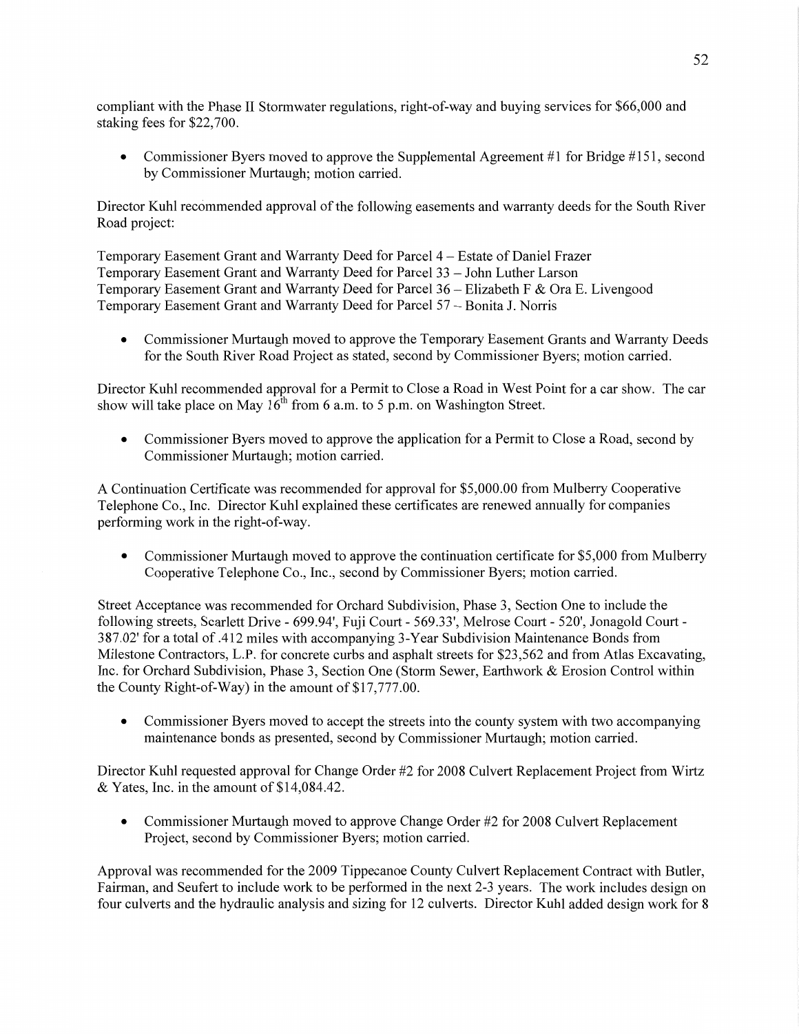compliant with the Phase II Stormwater regulations, right-of-way and buying services for $66,000 and staking fees for $22,700.

- Commissioner Byers moved to approve the Supplemental Agreement #1 for Bridge #151, second by Commissioner Murtaugh; motion carried.

Director Kuhl recommended approval of the following easements and warranty deeds for the South River Road project:

Temporary Easement Grant and Warranty Deed for Parcel 4 – Estate of Daniel Frazer
Temporary Easement Grant and Warranty Deed for Parcel 33 – John Luther Larson
Temporary Easement Grant and Warranty Deed for Parcel 36 – Elizabeth F & Ora E. Livengood
Temporary Easement Grant and Warranty Deed for Parcel 57 – Bonita J. Norris

- Commissioner Murtaugh moved to approve the Temporary Easement Grants and Warranty Deeds for the South River Road Project as stated, second by Commissioner Byers; motion carried.

Director Kuhl recommended approval for a Permit to Close a Road in West Point for a car show. The car show will take place on May 16th from 6 a.m. to 5 p.m. on Washington Street.

- Commissioner Byers moved to approve the application for a Permit to Close a Road, second by Commissioner Murtaugh; motion carried.

A Continuation Certificate was recommended for approval for $5,000.00 from Mulberry Cooperative Telephone Co., Inc. Director Kuhl explained these certificates are renewed annually for companies performing work in the right-of-way.

- Commissioner Murtaugh moved to approve the continuation certificate for $5,000 from Mulberry Cooperative Telephone Co., Inc., second by Commissioner Byers; motion carried.

Street Acceptance was recommended for Orchard Subdivision, Phase 3, Section One to include the following streets, Scarlett Drive - 699.94', Fuji Court - 569.33', Melrose Court - 520', Jonagold Court - 387.02' for a total of .412 miles with accompanying 3-Year Subdivision Maintenance Bonds from Milestone Contractors, L.P. for concrete curbs and asphalt streets for $23,562 and from Atlas Excavating, Inc. for Orchard Subdivision, Phase 3, Section One (Storm Sewer, Earthwork & Erosion Control within the County Right-of-Way) in the amount of $17,777.00.

- Commissioner Byers moved to accept the streets into the county system with two accompanying maintenance bonds as presented, second by Commissioner Murtaugh; motion carried.

Director Kuhl requested approval for Change Order #2 for 2008 Culvert Replacement Project from Wirtz & Yates, Inc. in the amount of $14,084.42.

- Commissioner Murtaugh moved to approve Change Order #2 for 2008 Culvert Replacement Project, second by Commissioner Byers; motion carried.

Approval was recommended for the 2009 Tippecanoe County Culvert Replacement Contract with Butler, Fairman, and Seufert to include work to be performed in the next 2-3 years. The work includes design on four culverts and the hydraulic analysis and sizing for 12 culverts. Director Kuhl added design work for 8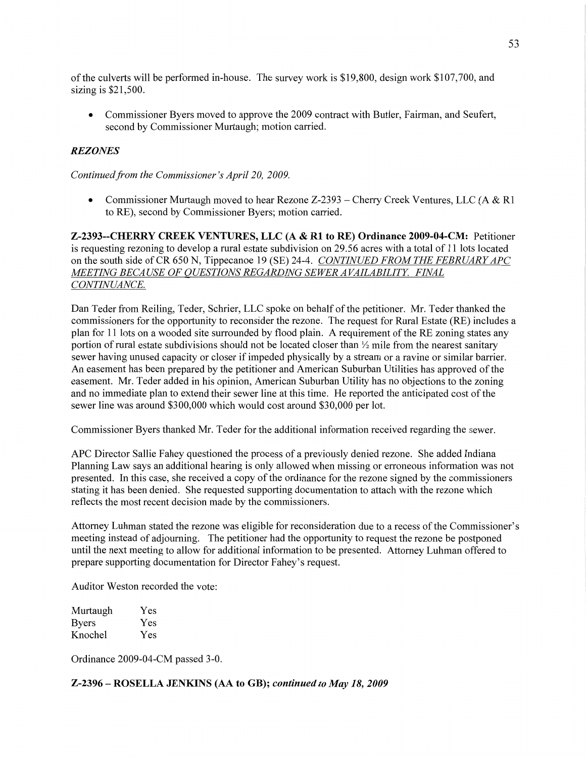of the culverts will be performed in-house. The survey work is $19,800, design work $107,700, and sizing is $21,500.

- Commissioner Byers moved to approve the 2009 contract with Butler, Fairman, and Seufert, second by Commissioner Murtaugh; motion carried.

### *REZONES*

*Continued from the Commissioner's April 20, 2009.*

- Commissioner Murtaugh moved to hear Rezone Z-2393 – Cherry Creek Ventures, LLC (A & R1 to RE), second by Commissioner Byers; motion carried.

**Z-2393--CHERRY CREEK VENTURES, LLC (A & R1 to RE) Ordinance 2009-04-CM:** Petitioner is requesting rezoning to develop a rural estate subdivision on 29.56 acres with a total of 11 lots located on the south side of CR 650 N, Tippecanoe 19 (SE) 24-4. *CONTINUED FROM THE FEBRUARY APC MEETING BECAUSE OF QUESTIONS REGARDING SEWER AVAILABILITY. FINAL CONTINUANCE.*

Dan Teder from Reiling, Teder, Schrier, LLC spoke on behalf of the petitioner. Mr. Teder thanked the commissioners for the opportunity to reconsider the rezone. The request for Rural Estate (RE) includes a plan for 11 lots on a wooded site surrounded by flood plain. A requirement of the RE zoning states any portion of rural estate subdivisions should not be located closer than ½ mile from the nearest sanitary sewer having unused capacity or closer if impeded physically by a stream or a ravine or similar barrier. An easement has been prepared by the petitioner and American Suburban Utilities has approved of the easement. Mr. Teder added in his opinion, American Suburban Utility has no objections to the zoning and no immediate plan to extend their sewer line at this time. He reported the anticipated cost of the sewer line was around $300,000 which would cost around $30,000 per lot.

Commissioner Byers thanked Mr. Teder for the additional information received regarding the sewer.

APC Director Sallie Fahey questioned the process of a previously denied rezone. She added Indiana Planning Law says an additional hearing is only allowed when missing or erroneous information was not presented. In this case, she received a copy of the ordinance for the rezone signed by the commissioners stating it has been denied. She requested supporting documentation to attach with the rezone which reflects the most recent decision made by the commissioners.

Attorney Luhman stated the rezone was eligible for reconsideration due to a recess of the Commissioner's meeting instead of adjourning. The petitioner had the opportunity to request the rezone be postponed until the next meeting to allow for additional information to be presented. Attorney Luhman offered to prepare supporting documentation for Director Fahey's request.

Auditor Weston recorded the vote:

| | |
|---|---|
| Murtaugh | Yes |
| Byers | Yes |
| Knochel | Yes |

Ordinance 2009-04-CM passed 3-0.

**Z-2396 – ROSELLA JENKINS (AA to GB);** ***continued to May 18, 2009***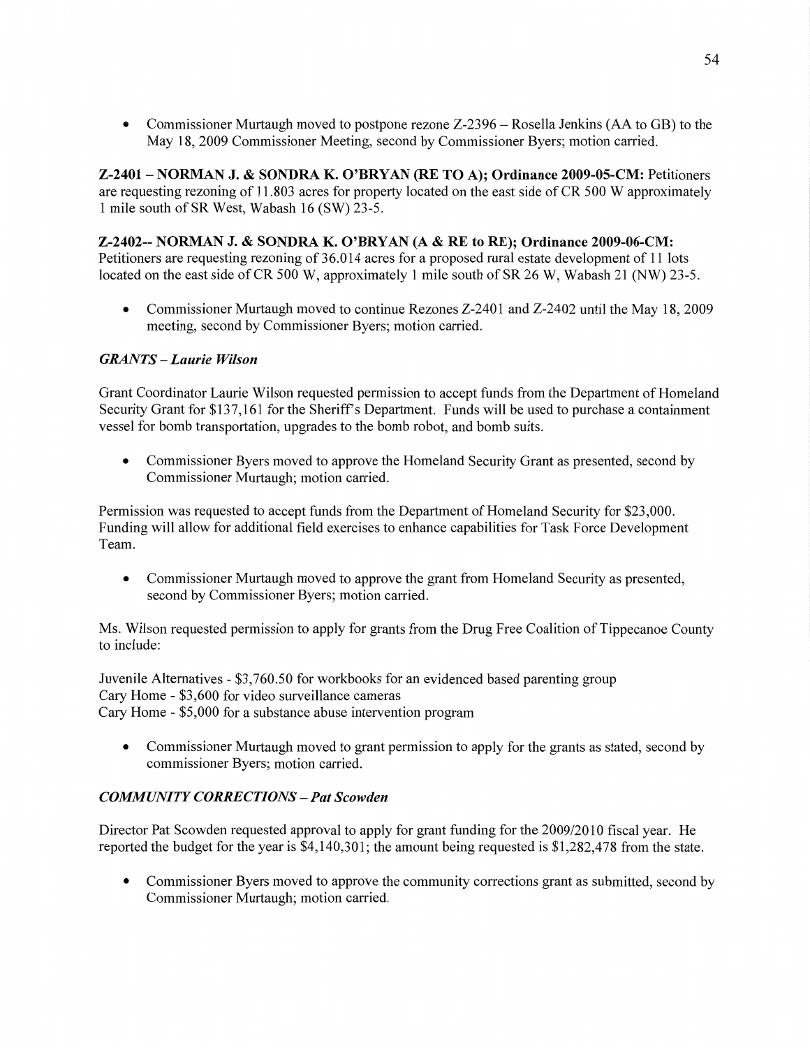- Commissioner Murtaugh moved to postpone rezone Z-2396 – Rosella Jenkins (AA to GB) to the May 18, 2009 Commissioner Meeting, second by Commissioner Byers; motion carried.

**Z-2401 – NORMAN J. & SONDRA K. O'BRYAN (RE TO A); Ordinance 2009-05-CM:** Petitioners are requesting rezoning of 11.803 acres for property located on the east side of CR 500 W approximately 1 mile south of SR West, Wabash 16 (SW) 23-5.

**Z-2402-- NORMAN J. & SONDRA K. O'BRYAN (A & RE to RE); Ordinance 2009-06-CM:** Petitioners are requesting rezoning of 36.014 acres for a proposed rural estate development of 11 lots located on the east side of CR 500 W, approximately 1 mile south of SR 26 W, Wabash 21 (NW) 23-5.

- Commissioner Murtaugh moved to continue Rezones Z-2401 and Z-2402 until the May 18, 2009 meeting, second by Commissioner Byers; motion carried.

### *GRANTS – Laurie Wilson*

Grant Coordinator Laurie Wilson requested permission to accept funds from the Department of Homeland Security Grant for $137,161 for the Sheriff's Department. Funds will be used to purchase a containment vessel for bomb transportation, upgrades to the bomb robot, and bomb suits.

- Commissioner Byers moved to approve the Homeland Security Grant as presented, second by Commissioner Murtaugh; motion carried.

Permission was requested to accept funds from the Department of Homeland Security for $23,000. Funding will allow for additional field exercises to enhance capabilities for Task Force Development Team.

- Commissioner Murtaugh moved to approve the grant from Homeland Security as presented, second by Commissioner Byers; motion carried.

Ms. Wilson requested permission to apply for grants from the Drug Free Coalition of Tippecanoe County to include:

Juvenile Alternatives - $3,760.50 for workbooks for an evidenced based parenting group
Cary Home - $3,600 for video surveillance cameras
Cary Home - $5,000 for a substance abuse intervention program

- Commissioner Murtaugh moved to grant permission to apply for the grants as stated, second by commissioner Byers; motion carried.

### *COMMUNITY CORRECTIONS – Pat Scowden*

Director Pat Scowden requested approval to apply for grant funding for the 2009/2010 fiscal year. He reported the budget for the year is $4,140,301; the amount being requested is $1,282,478 from the state.

- Commissioner Byers moved to approve the community corrections grant as submitted, second by Commissioner Murtaugh; motion carried.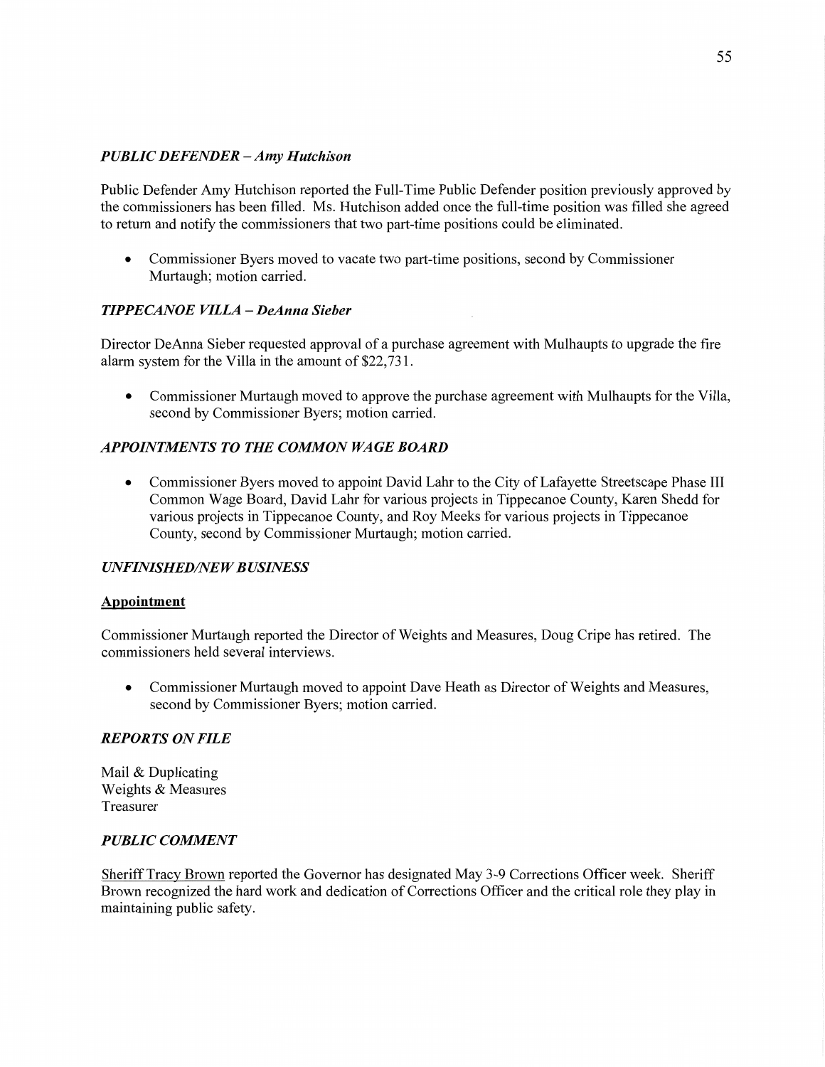### *PUBLIC DEFENDER – Amy Hutchison*

Public Defender Amy Hutchison reported the Full-Time Public Defender position previously approved by the commissioners has been filled. Ms. Hutchison added once the full-time position was filled she agreed to return and notify the commissioners that two part-time positions could be eliminated.

- Commissioner Byers moved to vacate two part-time positions, second by Commissioner Murtaugh; motion carried.

### *TIPPECANOE VILLA – DeAnna Sieber*

Director DeAnna Sieber requested approval of a purchase agreement with Mulhaupts to upgrade the fire alarm system for the Villa in the amount of $22,731.

- Commissioner Murtaugh moved to approve the purchase agreement with Mulhaupts for the Villa, second by Commissioner Byers; motion carried.

### *APPOINTMENTS TO THE COMMON WAGE BOARD*

- Commissioner Byers moved to appoint David Lahr to the City of Lafayette Streetscape Phase III Common Wage Board, David Lahr for various projects in Tippecanoe County, Karen Shedd for various projects in Tippecanoe County, and Roy Meeks for various projects in Tippecanoe County, second by Commissioner Murtaugh; motion carried.

### *UNFINISHED/NEW BUSINESS*

**Appointment**

Commissioner Murtaugh reported the Director of Weights and Measures, Doug Cripe has retired. The commissioners held several interviews.

- Commissioner Murtaugh moved to appoint Dave Heath as Director of Weights and Measures, second by Commissioner Byers; motion carried.

### *REPORTS ON FILE*

Mail & Duplicating
Weights & Measures
Treasurer

### *PUBLIC COMMENT*

Sheriff Tracy Brown reported the Governor has designated May 3-9 Corrections Officer week. Sheriff Brown recognized the hard work and dedication of Corrections Officer and the critical role they play in maintaining public safety.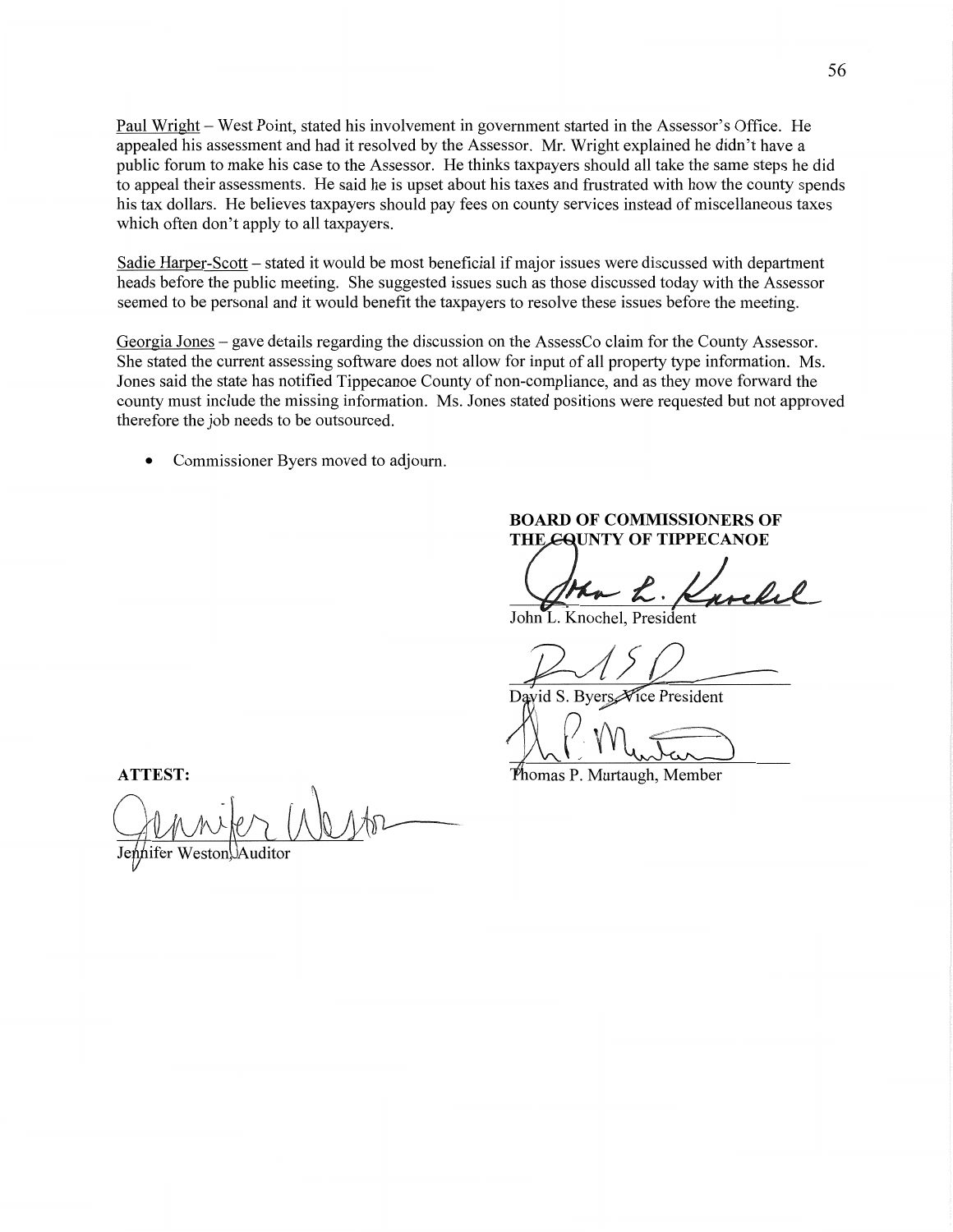Paul Wright – West Point, stated his involvement in government started in the Assessor's Office. He appealed his assessment and had it resolved by the Assessor. Mr. Wright explained he didn't have a public forum to make his case to the Assessor. He thinks taxpayers should all take the same steps he did to appeal their assessments. He said he is upset about his taxes and frustrated with how the county spends his tax dollars. He believes taxpayers should pay fees on county services instead of miscellaneous taxes which often don't apply to all taxpayers.

Sadie Harper-Scott – stated it would be most beneficial if major issues were discussed with department heads before the public meeting. She suggested issues such as those discussed today with the Assessor seemed to be personal and it would benefit the taxpayers to resolve these issues before the meeting.

Georgia Jones – gave details regarding the discussion on the AssessCo claim for the County Assessor. She stated the current assessing software does not allow for input of all property type information. Ms. Jones said the state has notified Tippecanoe County of non-compliance, and as they move forward the county must include the missing information. Ms. Jones stated positions were requested but not approved therefore the job needs to be outsourced.

- Commissioner Byers moved to adjourn.

**BOARD OF COMMISSIONERS OF THE COUNTY OF TIPPECANOE**

John L. Knochel, President

David S. Byers, Vice President

Thomas P. Murtaugh, Member

**ATTEST:**

Jennifer Weston, Auditor